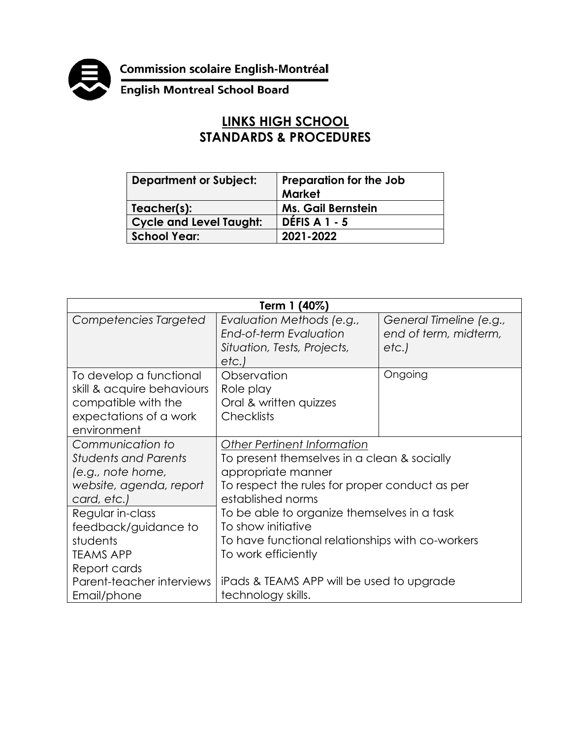Commission scolaire English-Montréal

English Montreal School Board

# LINKS HIGH SCHOOL
# STANDARDS & PROCEDURES

| Department or Subject: | Preparation for the Job Market |
|---|---|
| Teacher(s): | Ms. Gail Bernstein |
| Cycle and Level Taught: | DÉFIS A 1 - 5 |
| School Year: | 2021-2022 |

| Term 1 (40%) | | |
|---|---|---|
| *Competencies Targeted* | *Evaluation Methods (e.g., End-of-term Evaluation Situation, Tests, Projects, etc.)* | *General Timeline (e.g., end of term, midterm, etc.)* |
| To develop a functional skill & acquire behaviours compatible with the expectations of a work environment | Observation<br>Role play<br>Oral & written quizzes<br>Checklists | Ongoing |
| *Communication to Students and Parents (e.g., note home, website, agenda, report card, etc.)* | *Other Pertinent Information*<br>To present themselves in a clean & socially appropriate manner<br>To respect the rules for proper conduct as per established norms<br>To be able to organize themselves in a task<br>To show initiative<br>To have functional relationships with co-workers<br>To work efficiently<br><br>iPads & TEAMS APP will be used to upgrade technology skills. | |
| Regular in-class feedback/guidance to students<br>TEAMS APP<br>Report cards<br>Parent-teacher interviews<br>Email/phone | | |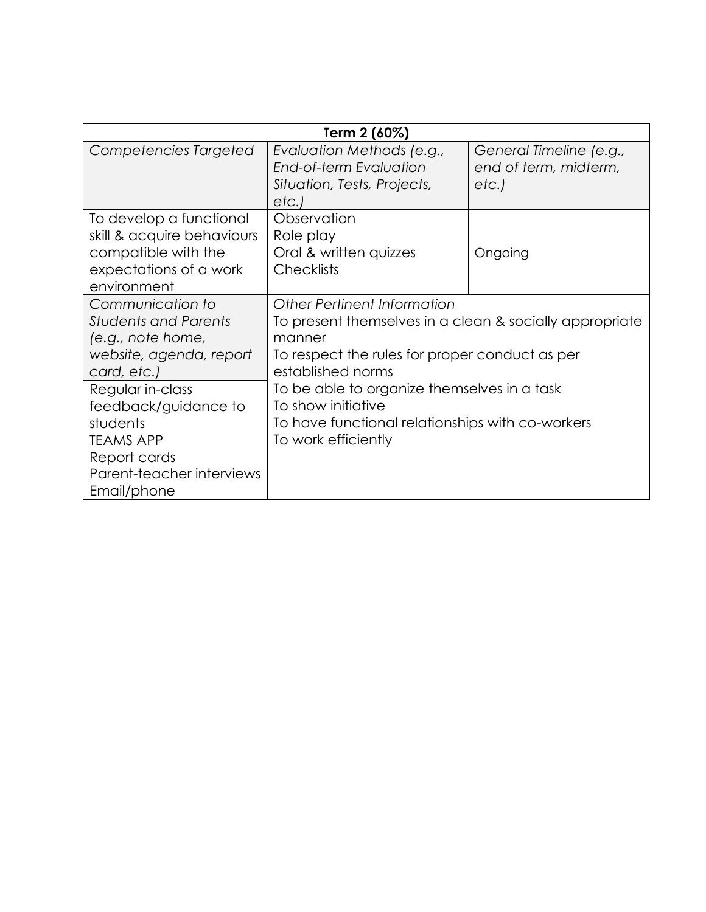| Term 2 (60%) | | |
|---|---|---|
| *Competencies Targeted* | *Evaluation Methods (e.g., End-of-term Evaluation Situation, Tests, Projects, etc.)* | *General Timeline (e.g., end of term, midterm, etc.)* |
| To develop a functional skill & acquire behaviours compatible with the expectations of a work environment | Observation<br>Role play<br>Oral & written quizzes<br>Checklists | Ongoing |
| *Communication to Students and Parents (e.g., note home, website, agenda, report card, etc.)* | *<u>Other Pertinent Information</u>*<br>To present themselves in a clean & socially appropriate manner<br>To respect the rules for proper conduct as per established norms<br>To be able to organize themselves in a task<br>To show initiative<br>To have functional relationships with co-workers<br>To work efficiently | |
| Regular in-class feedback/guidance to students<br>TEAMS APP<br>Report cards<br>Parent-teacher interviews<br>Email/phone | | |